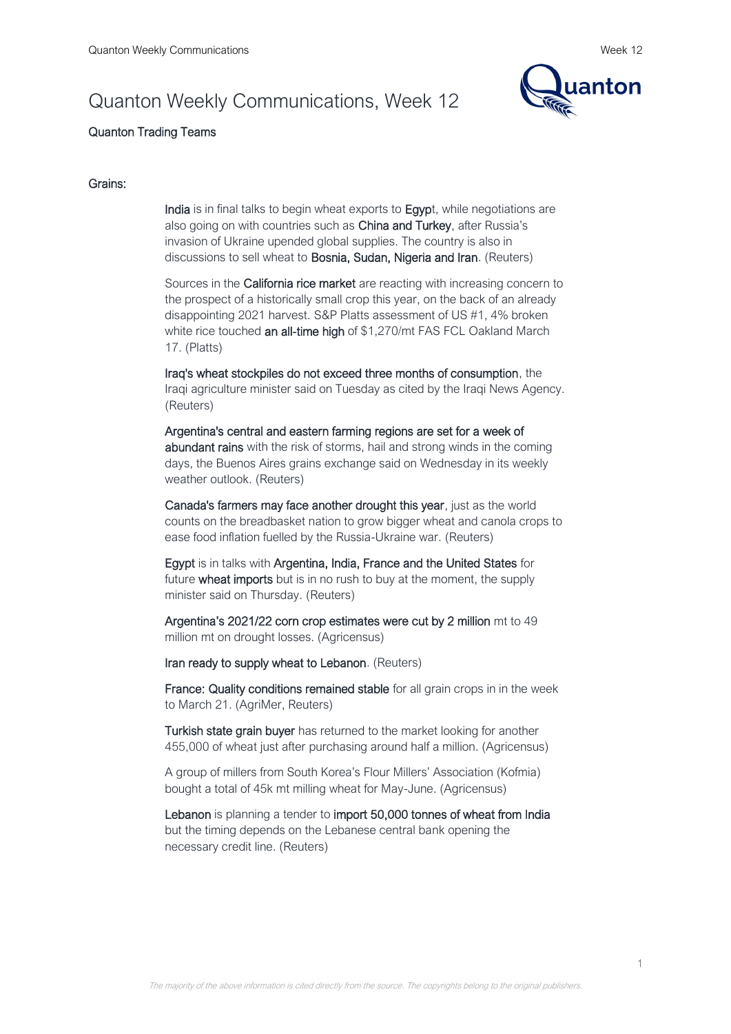# Quanton Weekly Communications, Week 12

Quanton Trading Teams

## Grains:

India is in final talks to begin wheat exports to Egypt, while negotiations are also going on with countries such as China and Turkey, after Russia's invasion of Ukraine upended global supplies. The country is also in discussions to sell wheat to Bosnia, Sudan, Nigeria and Iran. (Reuters)

Sources in the California rice market are reacting with increasing concern to the prospect of a historically small crop this year, on the back of an already disappointing 2021 harvest. S&P Platts assessment of US #1, 4% broken white rice touched an all-time high of $1,270/mt FAS FCL Oakland March 17. (Platts)

Iraq's wheat stockpiles do not exceed three months of consumption, the Iraqi agriculture minister said on Tuesday as cited by the Iraqi News Agency. (Reuters)

Argentina's central and eastern farming regions are set for a week of abundant rains with the risk of storms, hail and strong winds in the coming days, the Buenos Aires grains exchange said on Wednesday in its weekly weather outlook. (Reuters)

Canada's farmers may face another drought this year, just as the world counts on the breadbasket nation to grow bigger wheat and canola crops to ease food inflation fuelled by the Russia-Ukraine war. (Reuters)

Egypt is in talks with Argentina, India, France and the United States for future wheat imports but is in no rush to buy at the moment, the supply minister said on Thursday. (Reuters)

Argentina's 2021/22 corn crop estimates were cut by 2 million mt to 49 million mt on drought losses. (Agricensus)

Iran ready to supply wheat to Lebanon. (Reuters)

France: Quality conditions remained stable for all grain crops in in the week to March 21. (AgriMer, Reuters)

Turkish state grain buyer has returned to the market looking for another 455,000 of wheat just after purchasing around half a million. (Agricensus)

A group of millers from South Korea's Flour Millers' Association (Kofmia) bought a total of 45k mt milling wheat for May-June. (Agricensus)

Lebanon is planning a tender to import 50,000 tonnes of wheat from India but the timing depends on the Lebanese central bank opening the necessary credit line. (Reuters)

*The majority of the above information is cited directly from the source. The copyrights belong to the original publishers.*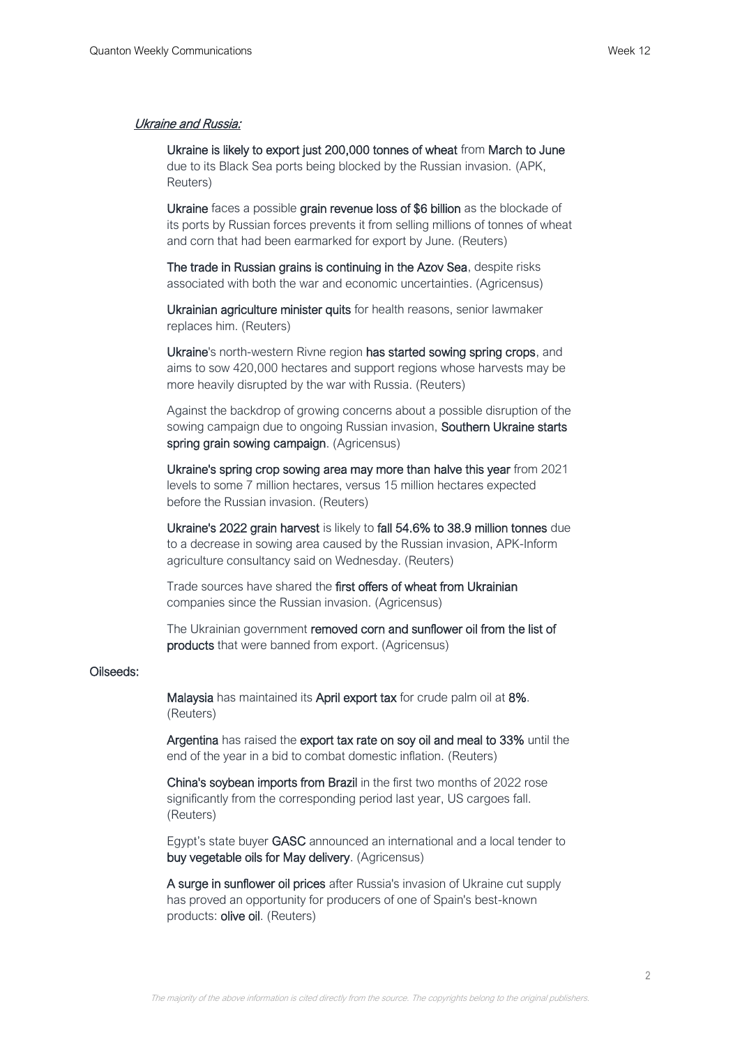*Ukraine and Russia:*

**Ukraine is likely to export just 200,000 tonnes of wheat** from **March to June** due to its Black Sea ports being blocked by the Russian invasion. (APK, Reuters)

**Ukraine** faces a possible **grain revenue loss of $6 billion** as the blockade of its ports by Russian forces prevents it from selling millions of tonnes of wheat and corn that had been earmarked for export by June. (Reuters)

**The trade in Russian grains is continuing in the Azov Sea**, despite risks associated with both the war and economic uncertainties. (Agricensus)

**Ukrainian agriculture minister quits** for health reasons, senior lawmaker replaces him. (Reuters)

**Ukraine**'s north-western Rivne region **has started sowing spring crops**, and aims to sow 420,000 hectares and support regions whose harvests may be more heavily disrupted by the war with Russia. (Reuters)

Against the backdrop of growing concerns about a possible disruption of the sowing campaign due to ongoing Russian invasion, **Southern Ukraine starts spring grain sowing campaign**. (Agricensus)

**Ukraine's spring crop sowing area may more than halve this year** from 2021 levels to some 7 million hectares, versus 15 million hectares expected before the Russian invasion. (Reuters)

**Ukraine's 2022 grain harvest** is likely to **fall 54.6% to 38.9 million tonnes** due to a decrease in sowing area caused by the Russian invasion, APK-Inform agriculture consultancy said on Wednesday. (Reuters)

Trade sources have shared the **first offers of wheat from Ukrainian** companies since the Russian invasion. (Agricensus)

The Ukrainian government **removed corn and sunflower oil from the list of products** that were banned from export. (Agricensus)

**Oilseeds:**

**Malaysia** has maintained its **April export tax** for crude palm oil at **8%**. (Reuters)

**Argentina** has raised the **export tax rate on soy oil and meal to 33%** until the end of the year in a bid to combat domestic inflation. (Reuters)

**China's soybean imports from Brazil** in the first two months of 2022 rose significantly from the corresponding period last year, US cargoes fall. (Reuters)

Egypt's state buyer **GASC** announced an international and a local tender to **buy vegetable oils for May delivery**. (Agricensus)

**A surge in sunflower oil prices** after Russia's invasion of Ukraine cut supply has proved an opportunity for producers of one of Spain's best-known products: **olive oil**. (Reuters)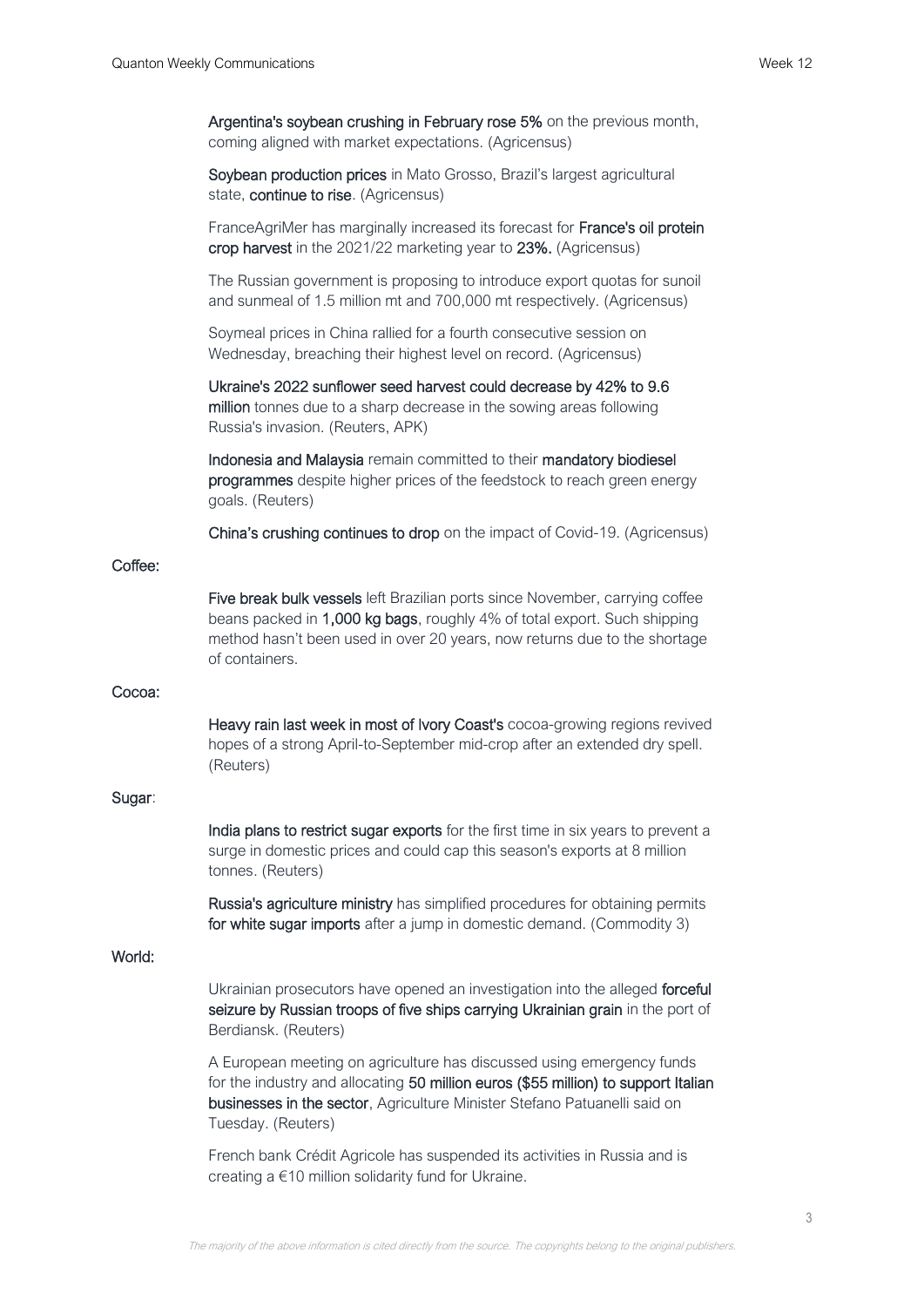**Argentina's soybean crushing in February rose 5%** on the previous month, coming aligned with market expectations. (Agricensus)

**Soybean production prices** in Mato Grosso, Brazil's largest agricultural state, **continue to rise**. (Agricensus)

FranceAgriMer has marginally increased its forecast for **France's oil protein crop harvest** in the 2021/22 marketing year to **23%.** (Agricensus)

The Russian government is proposing to introduce export quotas for sunoil and sunmeal of 1.5 million mt and 700,000 mt respectively. (Agricensus)

Soymeal prices in China rallied for a fourth consecutive session on Wednesday, breaching their highest level on record. (Agricensus)

**Ukraine's 2022 sunflower seed harvest could decrease by 42% to 9.6 million** tonnes due to a sharp decrease in the sowing areas following Russia's invasion. (Reuters, APK)

**Indonesia and Malaysia** remain committed to their **mandatory biodiesel programmes** despite higher prices of the feedstock to reach green energy goals. (Reuters)

**China's crushing continues to drop** on the impact of Covid-19. (Agricensus)

**Coffee:**

**Five break bulk vessels** left Brazilian ports since November, carrying coffee beans packed in **1,000 kg bags**, roughly 4% of total export. Such shipping method hasn't been used in over 20 years, now returns due to the shortage of containers.

**Cocoa:**

**Heavy rain last week in most of Ivory Coast's** cocoa-growing regions revived hopes of a strong April-to-September mid-crop after an extended dry spell. (Reuters)

**Sugar**:

**India plans to restrict sugar exports** for the first time in six years to prevent a surge in domestic prices and could cap this season's exports at 8 million tonnes. (Reuters)

**Russia's agriculture ministry** has simplified procedures for obtaining permits **for white sugar imports** after a jump in domestic demand. (Commodity 3)

**World:**

Ukrainian prosecutors have opened an investigation into the alleged **forceful seizure by Russian troops of five ships carrying Ukrainian grain** in the port of Berdiansk. (Reuters)

A European meeting on agriculture has discussed using emergency funds for the industry and allocating **50 million euros ($55 million) to support Italian businesses in the sector**, Agriculture Minister Stefano Patuanelli said on Tuesday. (Reuters)

French bank Crédit Agricole has suspended its activities in Russia and is creating a €10 million solidarity fund for Ukraine.

*The majority of the above information is cited directly from the source. The copyrights belong to the original publishers.*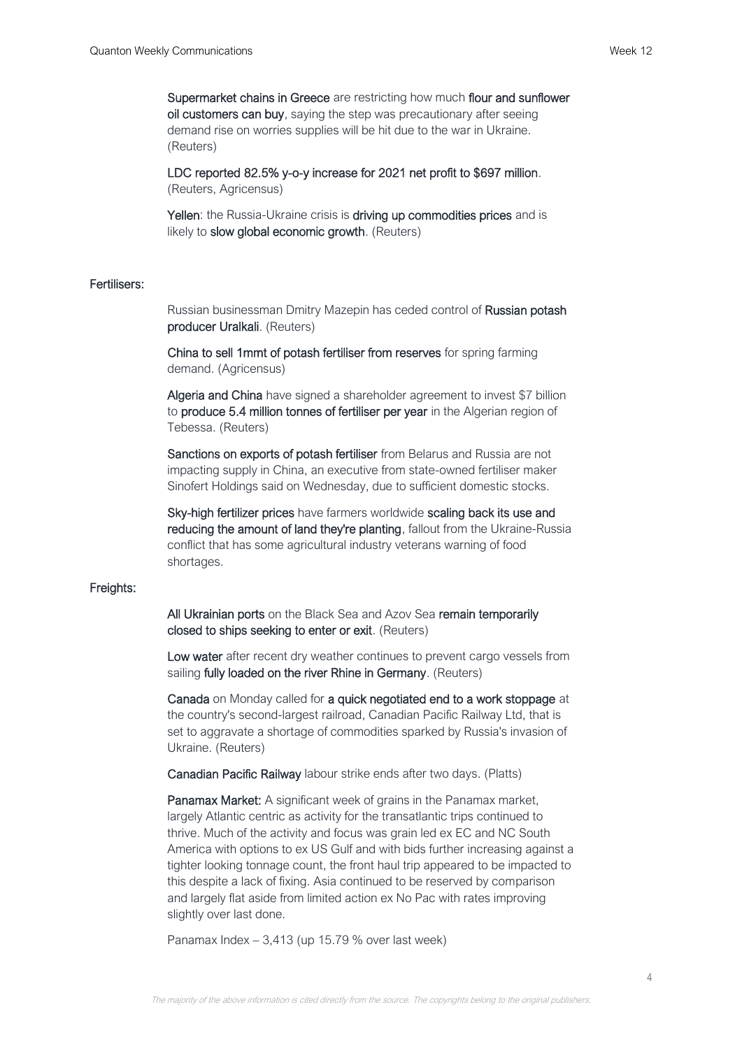**Supermarket chains in Greece** are restricting how much **flour and sunflower oil customers can buy**, saying the step was precautionary after seeing demand rise on worries supplies will be hit due to the war in Ukraine. (Reuters)

**LDC reported 82.5% y-o-y increase for 2021 net profit to $697 million**. (Reuters, Agricensus)

**Yellen**: the Russia-Ukraine crisis is **driving up commodities prices** and is likely to **slow global economic growth**. (Reuters)

## Fertilisers:

Russian businessman Dmitry Mazepin has ceded control of **Russian potash producer Uralkali**. (Reuters)

**China to sell 1mmt of potash fertiliser from reserves** for spring farming demand. (Agricensus)

**Algeria and China** have signed a shareholder agreement to invest $7 billion to **produce 5.4 million tonnes of fertiliser per year** in the Algerian region of Tebessa. (Reuters)

**Sanctions on exports of potash fertiliser** from Belarus and Russia are not impacting supply in China, an executive from state-owned fertiliser maker Sinofert Holdings said on Wednesday, due to sufficient domestic stocks.

**Sky-high fertilizer prices** have farmers worldwide **scaling back its use and reducing the amount of land they're planting**, fallout from the Ukraine-Russia conflict that has some agricultural industry veterans warning of food shortages.

## Freights:

**All Ukrainian ports** on the Black Sea and Azov Sea **remain temporarily closed to ships seeking to enter or exit**. (Reuters)

**Low water** after recent dry weather continues to prevent cargo vessels from sailing **fully loaded on the river Rhine in Germany**. (Reuters)

**Canada** on Monday called for **a quick negotiated end to a work stoppage** at the country's second-largest railroad, Canadian Pacific Railway Ltd, that is set to aggravate a shortage of commodities sparked by Russia's invasion of Ukraine. (Reuters)

**Canadian Pacific Railway** labour strike ends after two days. (Platts)

**Panamax Market:** A significant week of grains in the Panamax market, largely Atlantic centric as activity for the transatlantic trips continued to thrive. Much of the activity and focus was grain led ex EC and NC South America with options to ex US Gulf and with bids further increasing against a tighter looking tonnage count, the front haul trip appeared to be impacted to this despite a lack of fixing. Asia continued to be reserved by comparison and largely flat aside from limited action ex No Pac with rates improving slightly over last done.

Panamax Index – 3,413 (up 15.79 % over last week)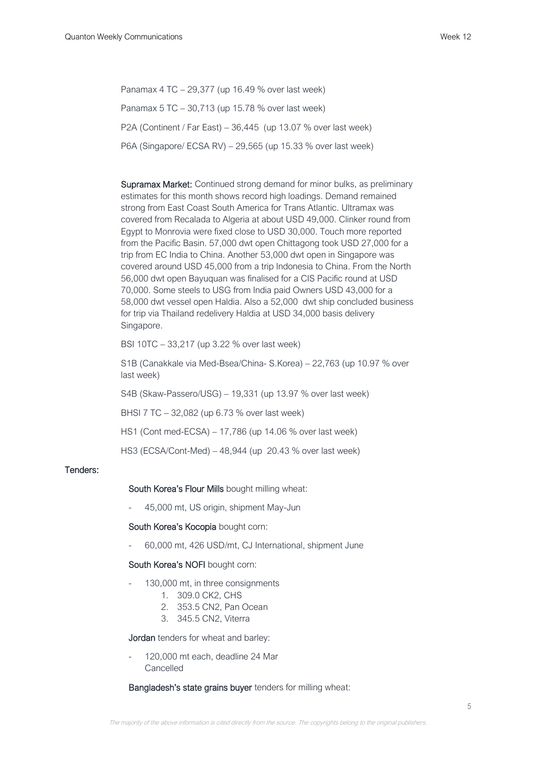Panamax 4 TC – 29,377 (up 16.49 % over last week)

Panamax 5 TC – 30,713 (up 15.78 % over last week)

P2A (Continent / Far East) – 36,445 (up 13.07 % over last week)

P6A (Singapore/ ECSA RV) – 29,565 (up 15.33 % over last week)

**Supramax Market:** Continued strong demand for minor bulks, as preliminary estimates for this month shows record high loadings. Demand remained strong from East Coast South America for Trans Atlantic. Ultramax was covered from Recalada to Algeria at about USD 49,000. Clinker round from Egypt to Monrovia were fixed close to USD 30,000. Touch more reported from the Pacific Basin. 57,000 dwt open Chittagong took USD 27,000 for a trip from EC India to China. Another 53,000 dwt open in Singapore was covered around USD 45,000 from a trip Indonesia to China. From the North 56,000 dwt open Bayuquan was finalised for a CIS Pacific round at USD 70,000. Some steels to USG from India paid Owners USD 43,000 for a 58,000 dwt vessel open Haldia. Also a 52,000 dwt ship concluded business for trip via Thailand redelivery Haldia at USD 34,000 basis delivery Singapore.

BSI 10TC – 33,217 (up 3.22 % over last week)

S1B (Canakkale via Med-Bsea/China- S.Korea) – 22,763 (up 10.97 % over last week)

S4B (Skaw-Passero/USG) – 19,331 (up 13.97 % over last week)

BHSI 7 TC – 32,082 (up 6.73 % over last week)

HS1 (Cont med-ECSA) – 17,786 (up 14.06 % over last week)

HS3 (ECSA/Cont-Med) – 48,944 (up 20.43 % over last week)

**Tenders:**

**South Korea's Flour Mills** bought milling wheat:

- 45,000 mt, US origin, shipment May-Jun

**South Korea's Kocopia** bought corn:

- 60,000 mt, 426 USD/mt, CJ International, shipment June

**South Korea's NOFI** bought corn:

- 130,000 mt, in three consignments
  1. 309.0 CK2, CHS
  2. 353.5 CN2, Pan Ocean
  3. 345.5 CN2, Viterra

**Jordan** tenders for wheat and barley:

- 120,000 mt each, deadline 24 Mar
  Cancelled

**Bangladesh's state grains buyer** tenders for milling wheat: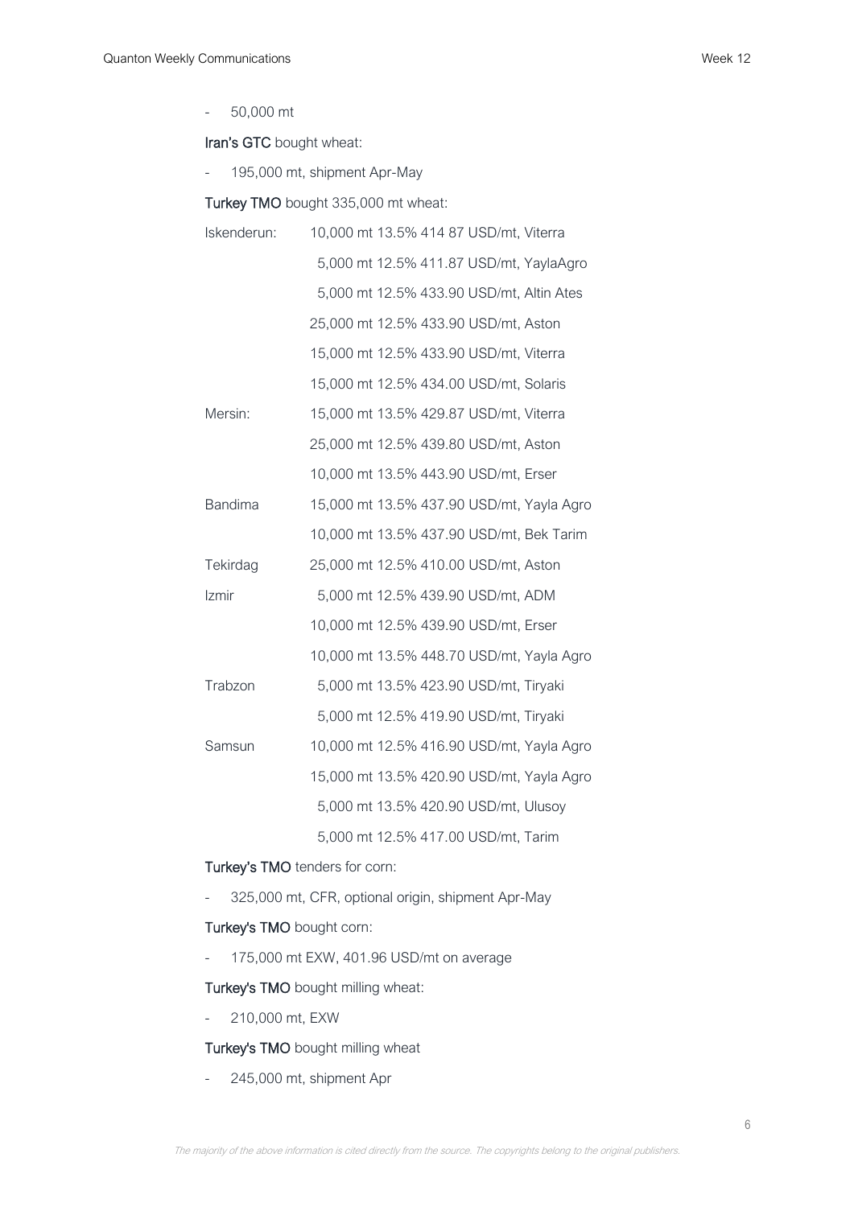- 50,000 mt

**Iran's GTC** bought wheat:

- 195,000 mt, shipment Apr-May

**Turkey TMO** bought 335,000 mt wheat:

| | |
|---|---|
| Iskenderun: | 10,000 mt 13.5% 414 87 USD/mt, Viterra |
| | 5,000 mt 12.5% 411.87 USD/mt, YaylaAgro |
| | 5,000 mt 12.5% 433.90 USD/mt, Altin Ates |
| | 25,000 mt 12.5% 433.90 USD/mt, Aston |
| | 15,000 mt 12.5% 433.90 USD/mt, Viterra |
| | 15,000 mt 12.5% 434.00 USD/mt, Solaris |
| Mersin: | 15,000 mt 13.5% 429.87 USD/mt, Viterra |
| | 25,000 mt 12.5% 439.80 USD/mt, Aston |
| | 10,000 mt 13.5% 443.90 USD/mt, Erser |
| Bandima | 15,000 mt 13.5% 437.90 USD/mt, Yayla Agro |
| | 10,000 mt 13.5% 437.90 USD/mt, Bek Tarim |
| Tekirdag | 25,000 mt 12.5% 410.00 USD/mt, Aston |
| Izmir | 5,000 mt 12.5% 439.90 USD/mt, ADM |
| | 10,000 mt 12.5% 439.90 USD/mt, Erser |
| | 10,000 mt 13.5% 448.70 USD/mt, Yayla Agro |
| Trabzon | 5,000 mt 13.5% 423.90 USD/mt, Tiryaki |
| | 5,000 mt 12.5% 419.90 USD/mt, Tiryaki |
| Samsun | 10,000 mt 12.5% 416.90 USD/mt, Yayla Agro |
| | 15,000 mt 13.5% 420.90 USD/mt, Yayla Agro |
| | 5,000 mt 13.5% 420.90 USD/mt, Ulusoy |
| | 5,000 mt 12.5% 417.00 USD/mt, Tarim |

**Turkey's TMO** tenders for corn:

- 325,000 mt, CFR, optional origin, shipment Apr-May

**Turkey's TMO** bought corn:

- 175,000 mt EXW, 401.96 USD/mt on average

**Turkey's TMO** bought milling wheat:

- 210,000 mt, EXW

**Turkey's TMO** bought milling wheat

- 245,000 mt, shipment Apr

*The majority of the above information is cited directly from the source. The copyrights belong to the original publishers.*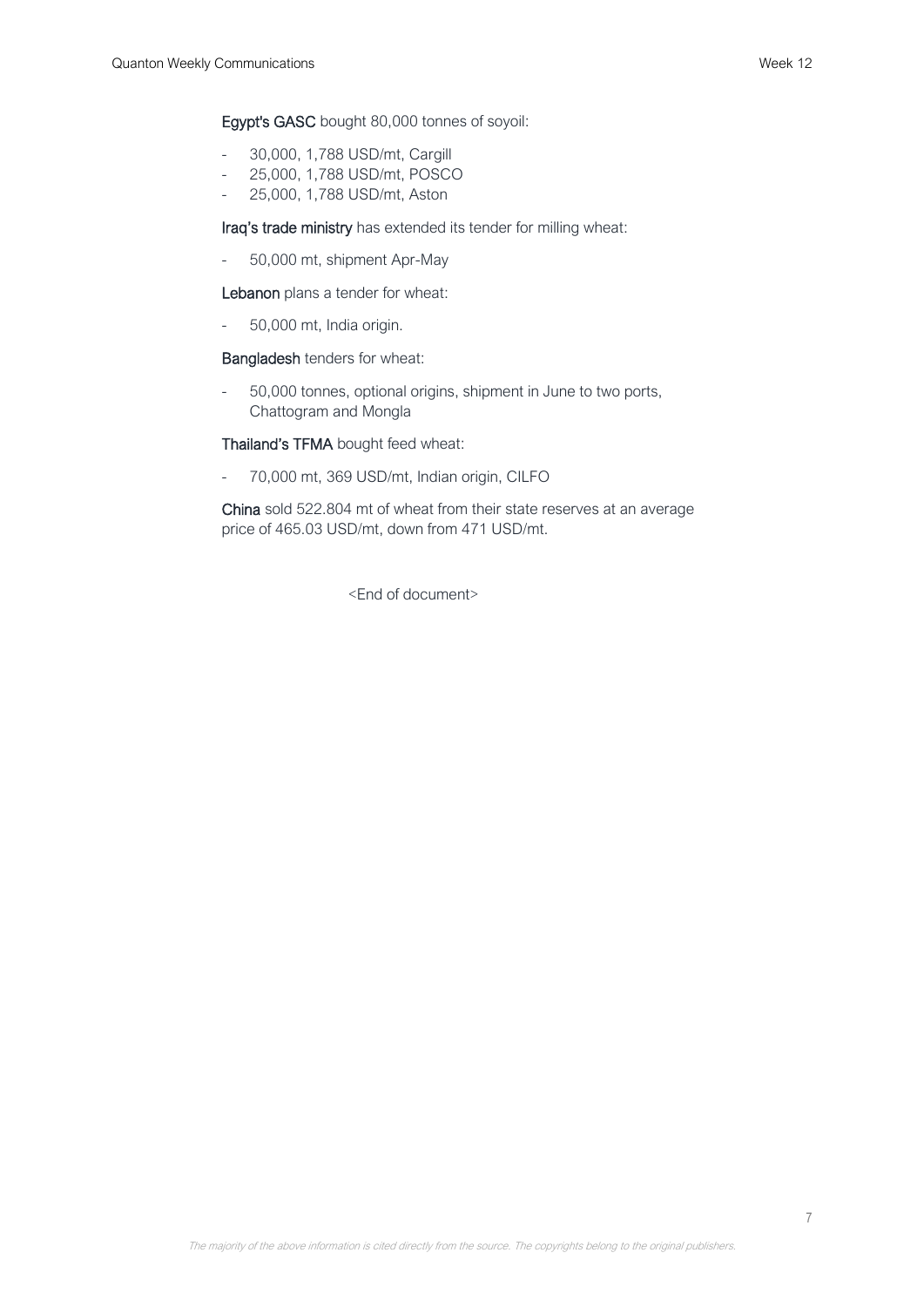**Egypt's GASC** bought 80,000 tonnes of soyoil:

- 30,000, 1,788 USD/mt, Cargill
- 25,000, 1,788 USD/mt, POSCO
- 25,000, 1,788 USD/mt, Aston

**Iraq's trade ministry** has extended its tender for milling wheat:

- 50,000 mt, shipment Apr-May

**Lebanon** plans a tender for wheat:

- 50,000 mt, India origin.

**Bangladesh** tenders for wheat:

- 50,000 tonnes, optional origins, shipment in June to two ports, Chattogram and Mongla

**Thailand's TFMA** bought feed wheat:

- 70,000 mt, 369 USD/mt, Indian origin, CILFO

**China** sold 522.804 mt of wheat from their state reserves at an average price of 465.03 USD/mt, down from 471 USD/mt.

<End of document>

*The majority of the above information is cited directly from the source. The copyrights belong to the original publishers.*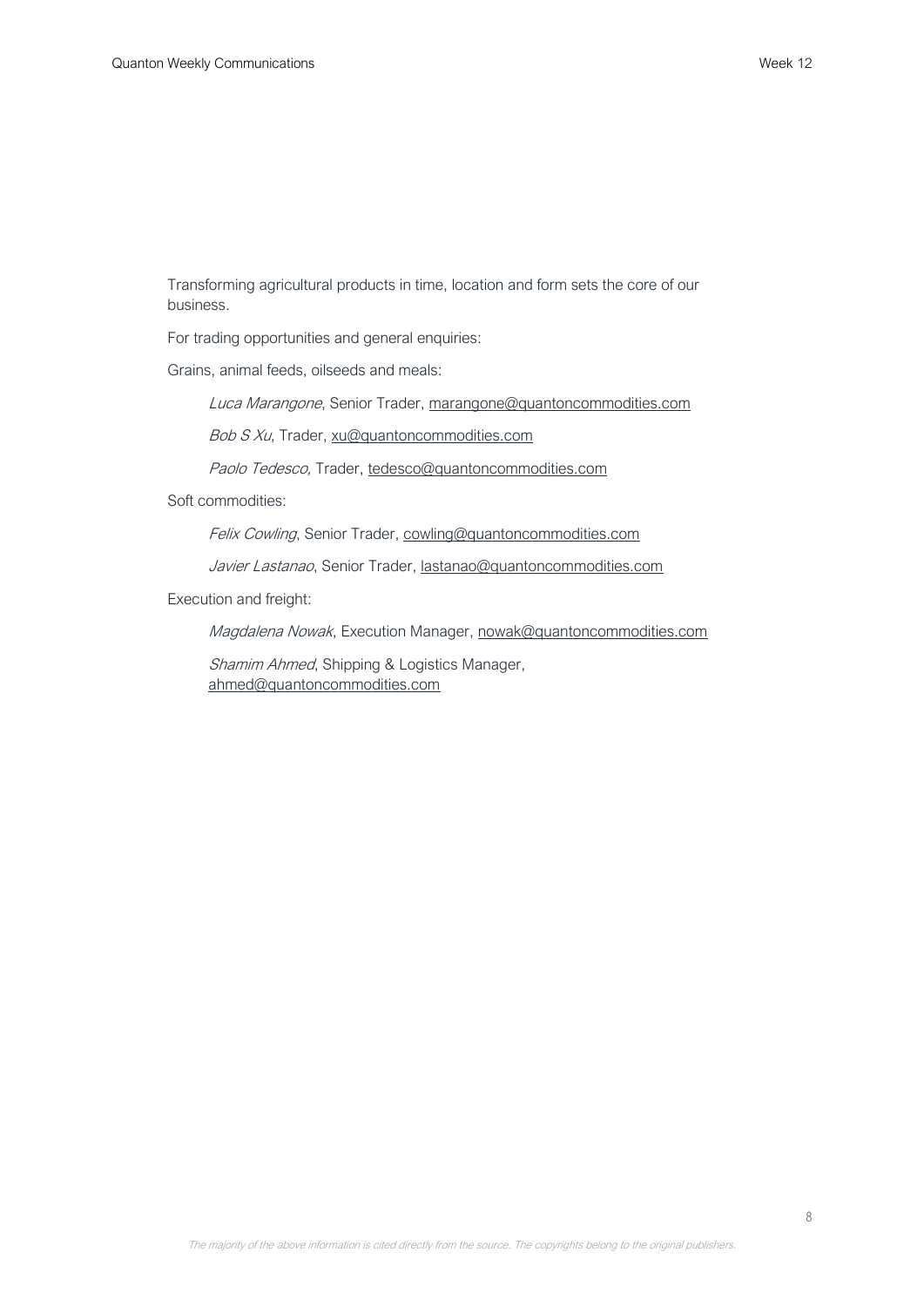Transforming agricultural products in time, location and form sets the core of our business.

For trading opportunities and general enquiries:

Grains, animal feeds, oilseeds and meals:

*Luca Marangone*, Senior Trader, marangone@quantoncommodities.com

*Bob S Xu*, Trader, xu@quantoncommodities.com

*Paolo Tedesco,* Trader, tedesco@quantoncommodities.com

Soft commodities:

*Felix Cowling*, Senior Trader, cowling@quantoncommodities.com

*Javier Lastanao*, Senior Trader, lastanao@quantoncommodities.com

Execution and freight:

*Magdalena Nowak*, Execution Manager, nowak@quantoncommodities.com

*Shamim Ahmed*, Shipping & Logistics Manager, ahmed@quantoncommodities.com

*The majority of the above information is cited directly from the source. The copyrights belong to the original publishers.*